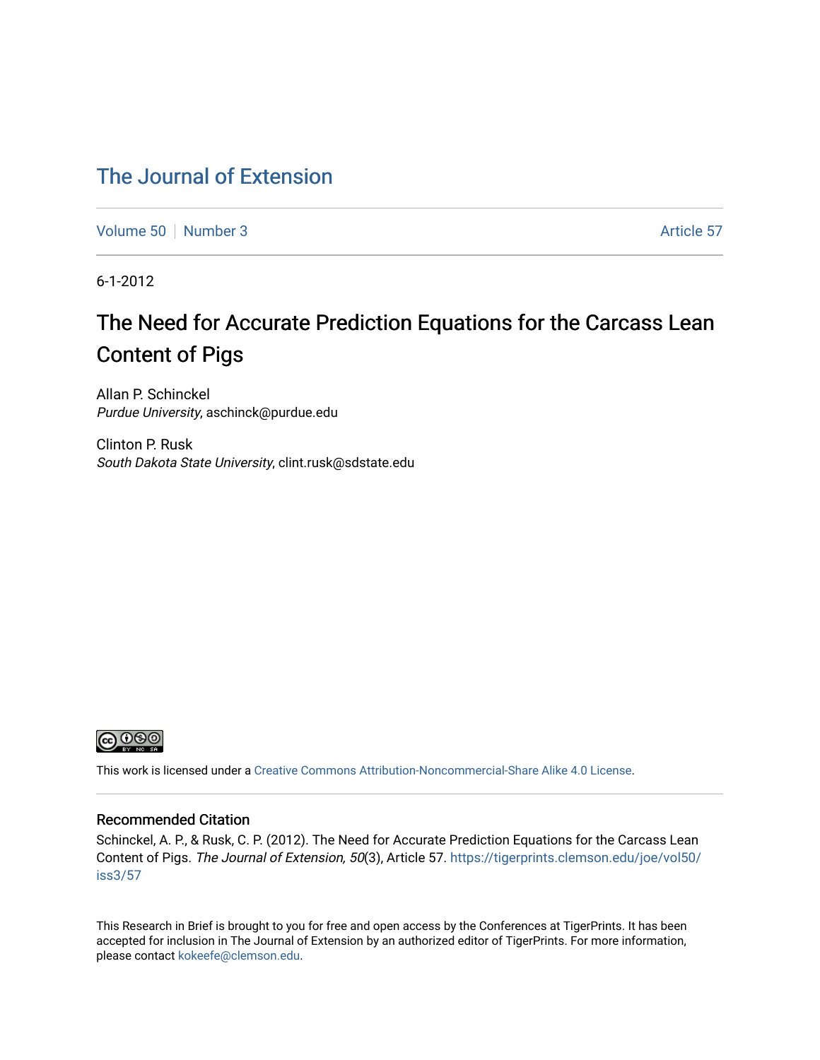# The Journal of Extension

Volume 50 | Number 3 | Article 57

6-1-2012

## The Need for Accurate Prediction Equations for the Carcass Lean Content of Pigs

Allan P. Schinckel
*Purdue University*, aschinck@purdue.edu

Clinton P. Rusk
*South Dakota State University*, clint.rusk@sdstate.edu

This work is licensed under a Creative Commons Attribution-Noncommercial-Share Alike 4.0 License.

### Recommended Citation

Schinckel, A. P., & Rusk, C. P. (2012). The Need for Accurate Prediction Equations for the Carcass Lean Content of Pigs. *The Journal of Extension, 50*(3), Article 57. https://tigerprints.clemson.edu/joe/vol50/iss3/57

This Research in Brief is brought to you for free and open access by the Conferences at TigerPrints. It has been accepted for inclusion in The Journal of Extension by an authorized editor of TigerPrints. For more information, please contact kokeefe@clemson.edu.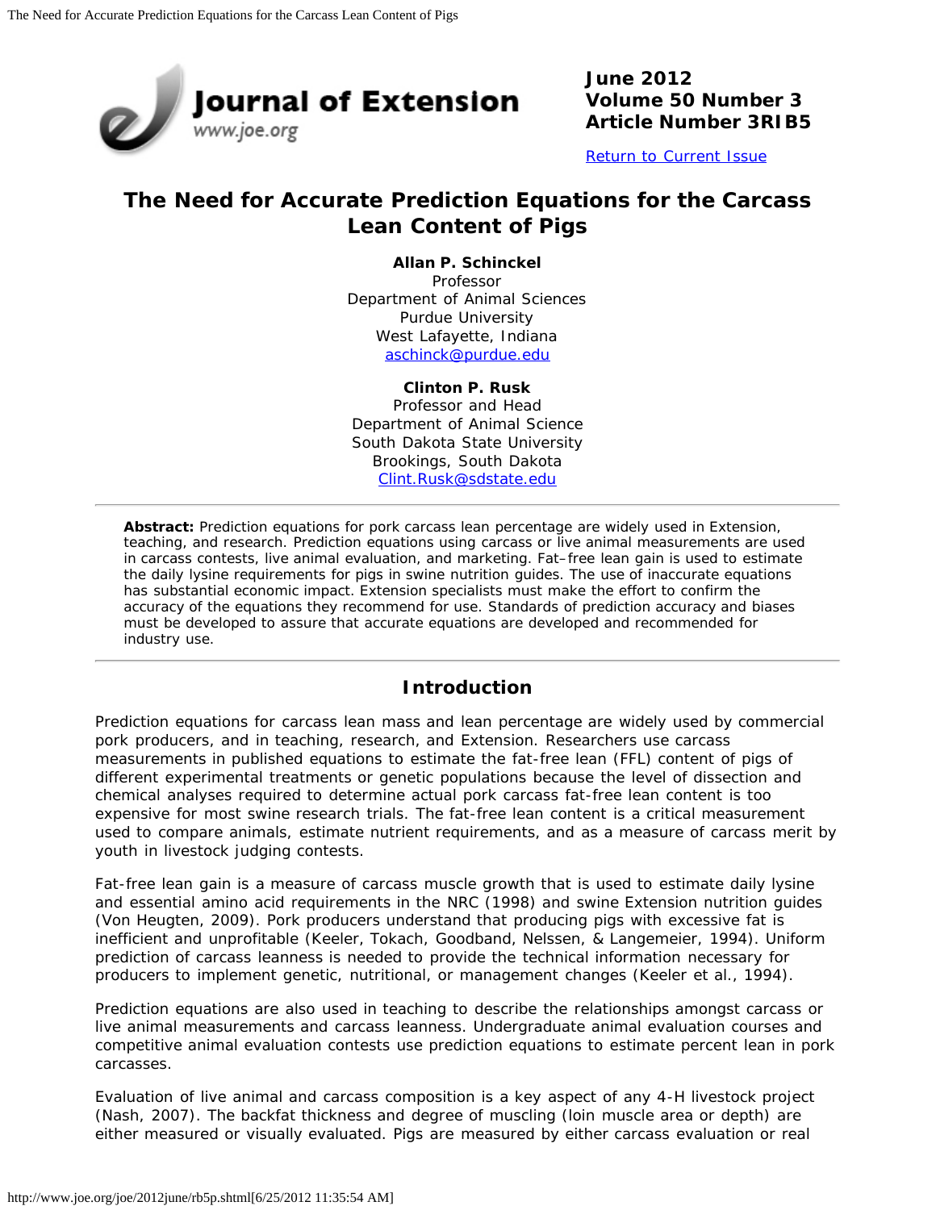June 2012
Volume 50 Number 3
Article Number 3RIB5

[Return to Current Issue](#)

# The Need for Accurate Prediction Equations for the Carcass Lean Content of Pigs

**Allan P. Schinckel**
Professor
Department of Animal Sciences
Purdue University
West Lafayette, Indiana
[aschinck@purdue.edu](mailto:aschinck@purdue.edu)

**Clinton P. Rusk**
Professor and Head
Department of Animal Science
South Dakota State University
Brookings, South Dakota
[Clint.Rusk@sdstate.edu](mailto:Clint.Rusk@sdstate.edu)

**Abstract:** Prediction equations for pork carcass lean percentage are widely used in Extension, teaching, and research. Prediction equations using carcass or live animal measurements are used in carcass contests, live animal evaluation, and marketing. Fat–free lean gain is used to estimate the daily lysine requirements for pigs in swine nutrition guides. The use of inaccurate equations has substantial economic impact. Extension specialists must make the effort to confirm the accuracy of the equations they recommend for use. Standards of prediction accuracy and biases must be developed to assure that accurate equations are developed and recommended for industry use.

## Introduction

Prediction equations for carcass lean mass and lean percentage are widely used by commercial pork producers, and in teaching, research, and Extension. Researchers use carcass measurements in published equations to estimate the fat-free lean (FFL) content of pigs of different experimental treatments or genetic populations because the level of dissection and chemical analyses required to determine actual pork carcass fat-free lean content is too expensive for most swine research trials. The fat-free lean content is a critical measurement used to compare animals, estimate nutrient requirements, and as a measure of carcass merit by youth in livestock judging contests.

Fat-free lean gain is a measure of carcass muscle growth that is used to estimate daily lysine and essential amino acid requirements in the NRC (1998) and swine Extension nutrition guides (Von Heugten, 2009). Pork producers understand that producing pigs with excessive fat is inefficient and unprofitable (Keeler, Tokach, Goodband, Nelssen, & Langemeier, 1994). Uniform prediction of carcass leanness is needed to provide the technical information necessary for producers to implement genetic, nutritional, or management changes (Keeler et al., 1994).

Prediction equations are also used in teaching to describe the relationships amongst carcass or live animal measurements and carcass leanness. Undergraduate animal evaluation courses and competitive animal evaluation contests use prediction equations to estimate percent lean in pork carcasses.

Evaluation of live animal and carcass composition is a key aspect of any 4-H livestock project (Nash, 2007). The backfat thickness and degree of muscling (loin muscle area or depth) are either measured or visually evaluated. Pigs are measured by either carcass evaluation or real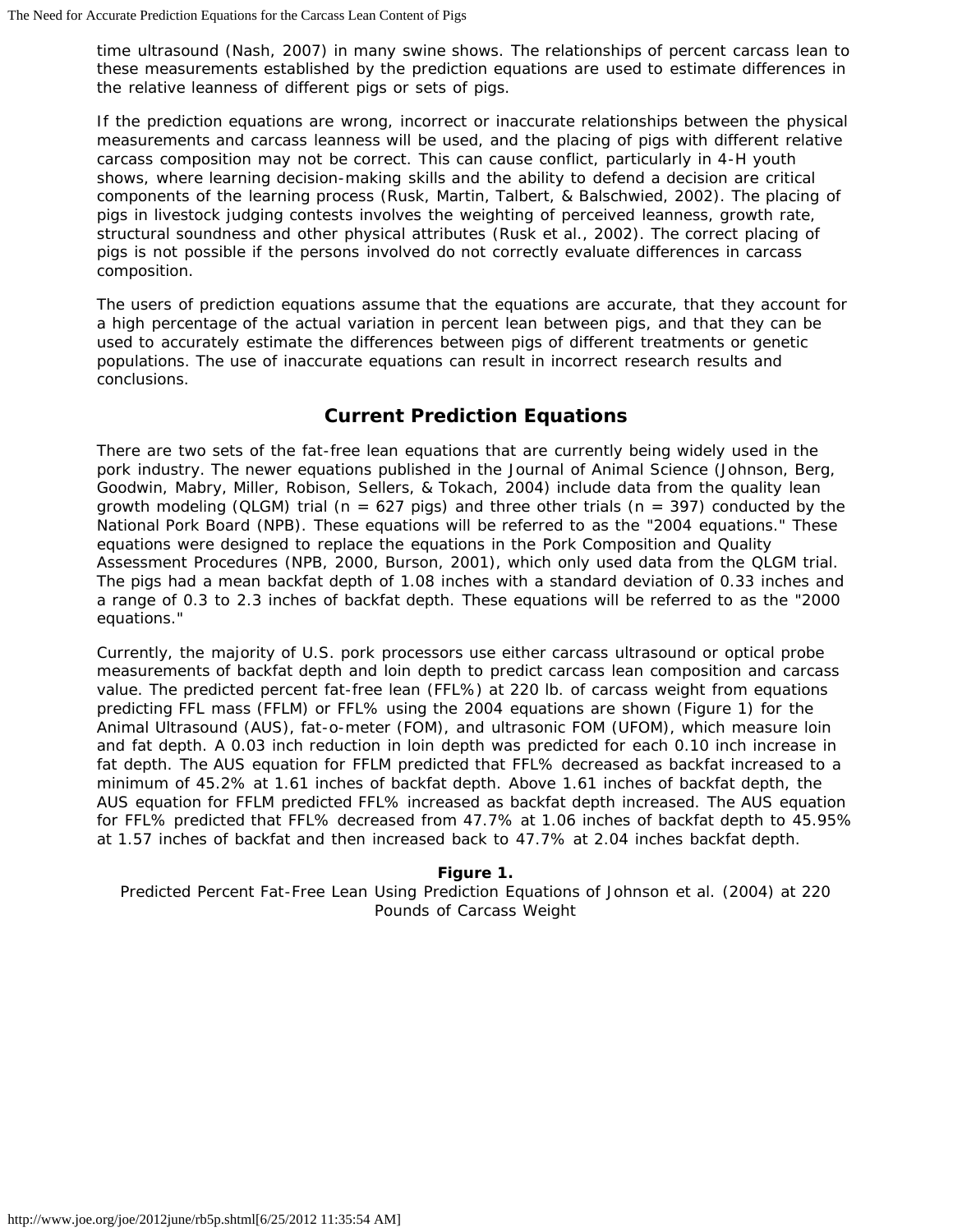time ultrasound (Nash, 2007) in many swine shows. The relationships of percent carcass lean to these measurements established by the prediction equations are used to estimate differences in the relative leanness of different pigs or sets of pigs.

If the prediction equations are wrong, incorrect or inaccurate relationships between the physical measurements and carcass leanness will be used, and the placing of pigs with different relative carcass composition may not be correct. This can cause conflict, particularly in 4-H youth shows, where learning decision-making skills and the ability to defend a decision are critical components of the learning process (Rusk, Martin, Talbert, & Balschwied, 2002). The placing of pigs in livestock judging contests involves the weighting of perceived leanness, growth rate, structural soundness and other physical attributes (Rusk et al., 2002). The correct placing of pigs is not possible if the persons involved do not correctly evaluate differences in carcass composition.

The users of prediction equations assume that the equations are accurate, that they account for a high percentage of the actual variation in percent lean between pigs, and that they can be used to accurately estimate the differences between pigs of different treatments or genetic populations. The use of inaccurate equations can result in incorrect research results and conclusions.

## Current Prediction Equations

There are two sets of the fat-free lean equations that are currently being widely used in the pork industry. The newer equations published in the Journal of Animal Science (Johnson, Berg, Goodwin, Mabry, Miller, Robison, Sellers, & Tokach, 2004) include data from the quality lean growth modeling (QLGM) trial (n = 627 pigs) and three other trials (n = 397) conducted by the National Pork Board (NPB). These equations will be referred to as the "2004 equations." These equations were designed to replace the equations in the Pork Composition and Quality Assessment Procedures (NPB, 2000, Burson, 2001), which only used data from the QLGM trial. The pigs had a mean backfat depth of 1.08 inches with a standard deviation of 0.33 inches and a range of 0.3 to 2.3 inches of backfat depth. These equations will be referred to as the "2000 equations."

Currently, the majority of U.S. pork processors use either carcass ultrasound or optical probe measurements of backfat depth and loin depth to predict carcass lean composition and carcass value. The predicted percent fat-free lean (FFL%) at 220 lb. of carcass weight from equations predicting FFL mass (FFLM) or FFL% using the 2004 equations are shown (Figure 1) for the Animal Ultrasound (AUS), fat-o-meter (FOM), and ultrasonic FOM (UFOM), which measure loin and fat depth. A 0.03 inch reduction in loin depth was predicted for each 0.10 inch increase in fat depth. The AUS equation for FFLM predicted that FFL% decreased as backfat increased to a minimum of 45.2% at 1.61 inches of backfat depth. Above 1.61 inches of backfat depth, the AUS equation for FFLM predicted FFL% increased as backfat depth increased. The AUS equation for FFL% predicted that FFL% decreased from 47.7% at 1.06 inches of backfat depth to 45.95% at 1.57 inches of backfat and then increased back to 47.7% at 2.04 inches backfat depth.

**Figure 1.**
Predicted Percent Fat-Free Lean Using Prediction Equations of Johnson et al. (2004) at 220 Pounds of Carcass Weight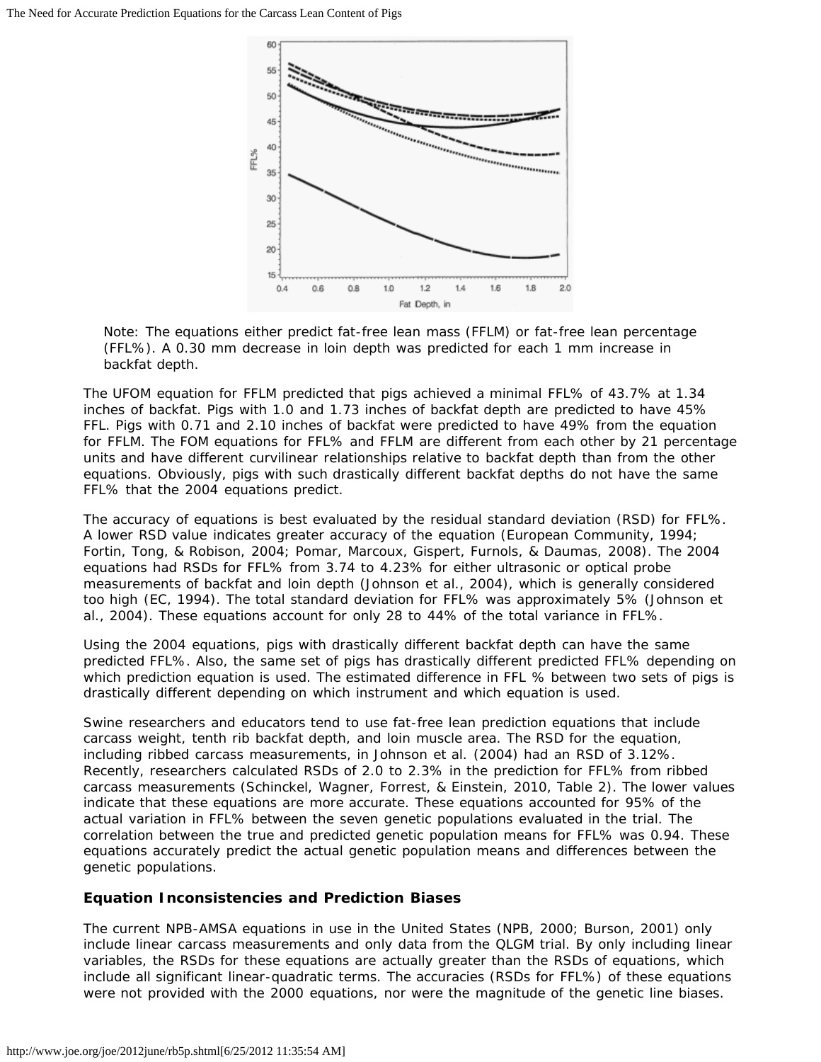Note: The equations either predict fat-free lean mass (FFLM) or fat-free lean percentage (FFL%). A 0.30 mm decrease in loin depth was predicted for each 1 mm increase in backfat depth.

The UFOM equation for FFLM predicted that pigs achieved a minimal FFL% of 43.7% at 1.34 inches of backfat. Pigs with 1.0 and 1.73 inches of backfat depth are predicted to have 45% FFL. Pigs with 0.71 and 2.10 inches of backfat were predicted to have 49% from the equation for FFLM. The FOM equations for FFL% and FFLM are different from each other by 21 percentage units and have different curvilinear relationships relative to backfat depth than from the other equations. Obviously, pigs with such drastically different backfat depths do not have the same FFL% that the 2004 equations predict.

The accuracy of equations is best evaluated by the residual standard deviation (RSD) for FFL%. A lower RSD value indicates greater accuracy of the equation (European Community, 1994; Fortin, Tong, & Robison, 2004; Pomar, Marcoux, Gispert, Furnols, & Daumas, 2008). The 2004 equations had RSDs for FFL% from 3.74 to 4.23% for either ultrasonic or optical probe measurements of backfat and loin depth (Johnson et al., 2004), which is generally considered too high (EC, 1994). The total standard deviation for FFL% was approximately 5% (Johnson et al., 2004). These equations account for only 28 to 44% of the total variance in FFL%.

Using the 2004 equations, pigs with drastically different backfat depth can have the same predicted FFL%. Also, the same set of pigs has drastically different predicted FFL% depending on which prediction equation is used. The estimated difference in FFL % between two sets of pigs is drastically different depending on which instrument and which equation is used.

Swine researchers and educators tend to use fat-free lean prediction equations that include carcass weight, tenth rib backfat depth, and loin muscle area. The RSD for the equation, including ribbed carcass measurements, in Johnson et al. (2004) had an RSD of 3.12%. Recently, researchers calculated RSDs of 2.0 to 2.3% in the prediction for FFL% from ribbed carcass measurements (Schinckel, Wagner, Forrest, & Einstein, 2010, Table 2). The lower values indicate that these equations are more accurate. These equations accounted for 95% of the actual variation in FFL% between the seven genetic populations evaluated in the trial. The correlation between the true and predicted genetic population means for FFL% was 0.94. These equations accurately predict the actual genetic population means and differences between the genetic populations.

### Equation Inconsistencies and Prediction Biases

The current NPB-AMSA equations in use in the United States (NPB, 2000; Burson, 2001) only include linear carcass measurements and only data from the QLGM trial. By only including linear variables, the RSDs for these equations are actually greater than the RSDs of equations, which include all significant linear-quadratic terms. The accuracies (RSDs for FFL%) of these equations were not provided with the 2000 equations, nor were the magnitude of the genetic line biases.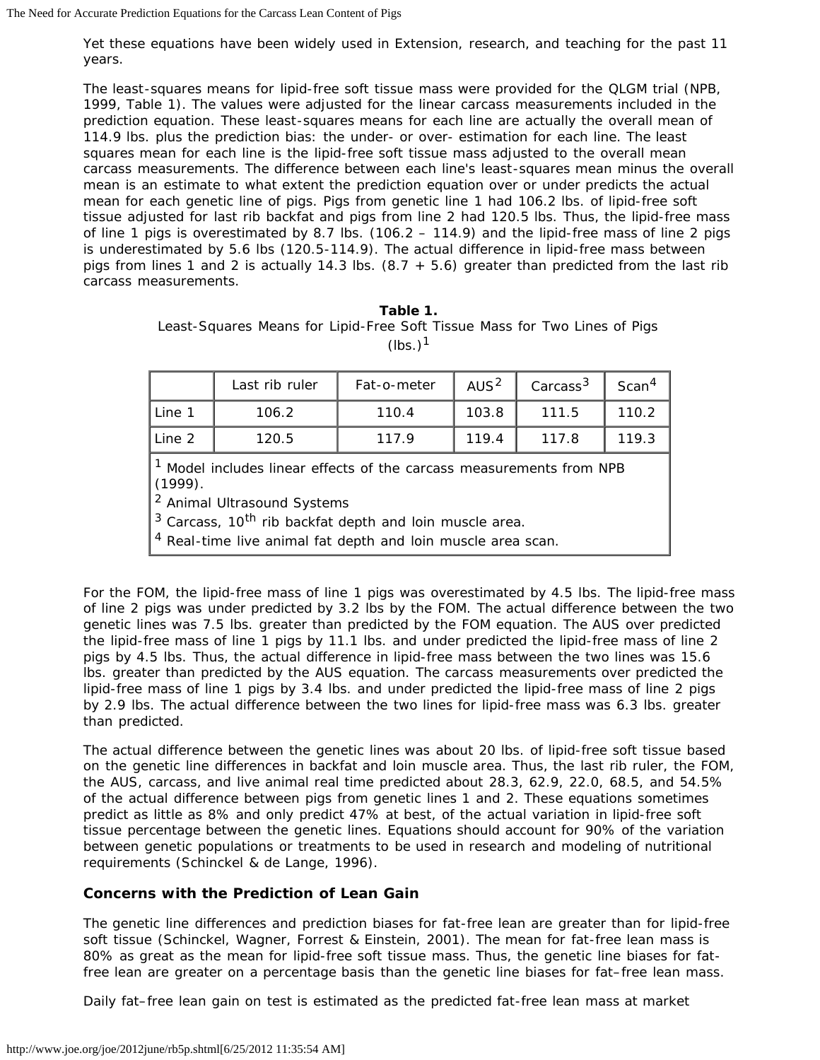Yet these equations have been widely used in Extension, research, and teaching for the past 11 years.

The least-squares means for lipid-free soft tissue mass were provided for the QLGM trial (NPB, 1999, Table 1). The values were adjusted for the linear carcass measurements included in the prediction equation. These least-squares means for each line are actually the overall mean of 114.9 lbs. plus the prediction bias: the under- or over- estimation for each line. The least squares mean for each line is the lipid-free soft tissue mass adjusted to the overall mean carcass measurements. The difference between each line's least-squares mean minus the overall mean is an estimate to what extent the prediction equation over or under predicts the actual mean for each genetic line of pigs. Pigs from genetic line 1 had 106.2 lbs. of lipid-free soft tissue adjusted for last rib backfat and pigs from line 2 had 120.5 lbs. Thus, the lipid-free mass of line 1 pigs is overestimated by 8.7 lbs. (106.2 – 114.9) and the lipid-free mass of line 2 pigs is underestimated by 5.6 lbs (120.5-114.9). The actual difference in lipid-free mass between pigs from lines 1 and 2 is actually 14.3 lbs. (8.7 + 5.6) greater than predicted from the last rib carcass measurements.

**Table 1.**
Least-Squares Means for Lipid-Free Soft Tissue Mass for Two Lines of Pigs (lbs.)[1]

| | Last rib ruler | Fat-o-meter | AUS[2] | Carcass[3] | Scan[4] |
|---|---|---|---|---|---|
| Line 1 | 106.2 | 110.4 | 103.8 | 111.5 | 110.2 |
| Line 2 | 120.5 | 117.9 | 119.4 | 117.8 | 119.3 |

[1] Model includes linear effects of the carcass measurements from NPB (1999).
[2] Animal Ultrasound Systems
[3] Carcass, 10th rib backfat depth and loin muscle area.
[4] Real-time live animal fat depth and loin muscle area scan.

For the FOM, the lipid-free mass of line 1 pigs was overestimated by 4.5 lbs. The lipid-free mass of line 2 pigs was under predicted by 3.2 lbs by the FOM. The actual difference between the two genetic lines was 7.5 lbs. greater than predicted by the FOM equation. The AUS over predicted the lipid-free mass of line 1 pigs by 11.1 lbs. and under predicted the lipid-free mass of line 2 pigs by 4.5 lbs. Thus, the actual difference in lipid-free mass between the two lines was 15.6 lbs. greater than predicted by the AUS equation. The carcass measurements over predicted the lipid-free mass of line 1 pigs by 3.4 lbs. and under predicted the lipid-free mass of line 2 pigs by 2.9 lbs. The actual difference between the two lines for lipid-free mass was 6.3 lbs. greater than predicted.

The actual difference between the genetic lines was about 20 lbs. of lipid-free soft tissue based on the genetic line differences in backfat and loin muscle area. Thus, the last rib ruler, the FOM, the AUS, carcass, and live animal real time predicted about 28.3, 62.9, 22.0, 68.5, and 54.5% of the actual difference between pigs from genetic lines 1 and 2. These equations sometimes predict as little as 8% and only predict 47% at best, of the actual variation in lipid-free soft tissue percentage between the genetic lines. Equations should account for 90% of the variation between genetic populations or treatments to be used in research and modeling of nutritional requirements (Schinckel & de Lange, 1996).

### Concerns with the Prediction of Lean Gain

The genetic line differences and prediction biases for fat-free lean are greater than for lipid-free soft tissue (Schinckel, Wagner, Forrest & Einstein, 2001). The mean for fat-free lean mass is 80% as great as the mean for lipid-free soft tissue mass. Thus, the genetic line biases for fat-free lean are greater on a percentage basis than the genetic line biases for fat–free lean mass.

Daily fat–free lean gain on test is estimated as the predicted fat-free lean mass at market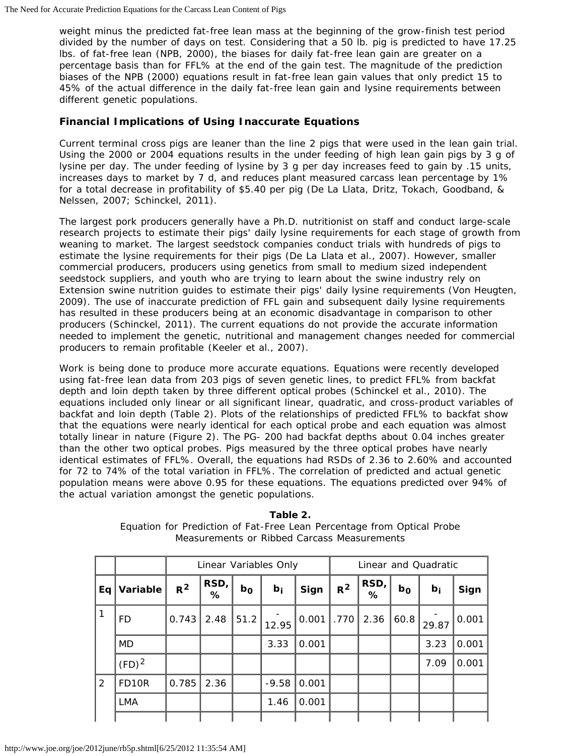weight minus the predicted fat-free lean mass at the beginning of the grow-finish test period divided by the number of days on test. Considering that a 50 lb. pig is predicted to have 17.25 lbs. of fat-free lean (NPB, 2000), the biases for daily fat-free lean gain are greater on a percentage basis than for FFL% at the end of the gain test. The magnitude of the prediction biases of the NPB (2000) equations result in fat-free lean gain values that only predict 15 to 45% of the actual difference in the daily fat-free lean gain and lysine requirements between different genetic populations.

### Financial Implications of Using Inaccurate Equations

Current terminal cross pigs are leaner than the line 2 pigs that were used in the lean gain trial. Using the 2000 or 2004 equations results in the under feeding of high lean gain pigs by 3 g of lysine per day. The under feeding of lysine by 3 g per day increases feed to gain by .15 units, increases days to market by 7 d, and reduces plant measured carcass lean percentage by 1% for a total decrease in profitability of $5.40 per pig (De La Llata, Dritz, Tokach, Goodband, & Nelssen, 2007; Schinckel, 2011).

The largest pork producers generally have a Ph.D. nutritionist on staff and conduct large-scale research projects to estimate their pigs' daily lysine requirements for each stage of growth from weaning to market. The largest seedstock companies conduct trials with hundreds of pigs to estimate the lysine requirements for their pigs (De La Llata et al., 2007). However, smaller commercial producers, producers using genetics from small to medium sized independent seedstock suppliers, and youth who are trying to learn about the swine industry rely on Extension swine nutrition guides to estimate their pigs' daily lysine requirements (Von Heugten, 2009). The use of inaccurate prediction of FFL gain and subsequent daily lysine requirements has resulted in these producers being at an economic disadvantage in comparison to other producers (Schinckel, 2011). The current equations do not provide the accurate information needed to implement the genetic, nutritional and management changes needed for commercial producers to remain profitable (Keeler et al., 2007).

Work is being done to produce more accurate equations. Equations were recently developed using fat-free lean data from 203 pigs of seven genetic lines, to predict FFL% from backfat depth and loin depth taken by three different optical probes (Schinckel et al., 2010). The equations included only linear or all significant linear, quadratic, and cross-product variables of backfat and loin depth (Table 2). Plots of the relationships of predicted FFL% to backfat show that the equations were nearly identical for each optical probe and each equation was almost totally linear in nature (Figure 2). The PG- 200 had backfat depths about 0.04 inches greater than the other two optical probes. Pigs measured by the three optical probes have nearly identical estimates of FFL%. Overall, the equations had RSDs of 2.36 to 2.60% and accounted for 72 to 74% of the total variation in FFL%. The correlation of predicted and actual genetic population means were above 0.95 for these equations. The equations predicted over 94% of the actual variation amongst the genetic populations.

**Table 2.**
Equation for Prediction of Fat-Free Lean Percentage from Optical Probe Measurements or Ribbed Carcass Measurements

| | | Linear Variables Only | | | | | Linear and Quadratic | | | | |
|---|---|---|---|---|---|---|---|---|---|---|---|
| Eq | Variable | $R^2$ | RSD, % | $b_0$ | $b_i$ | Sign | $R^2$ | RSD, % | $b_0$ | $b_i$ | Sign |
| 1 | FD | 0.743 | 2.48 | 51.2 | -12.95 | 0.001 | .770 | 2.36 | 60.8 | -29.87 | 0.001 |
| | MD | | | | 3.33 | 0.001 | | | | 3.23 | 0.001 |
| | $(FD)^2$ | | | | | | | | | 7.09 | 0.001 |
| 2 | FD10R | 0.785 | 2.36 | | -9.58 | 0.001 | | | | | |
| | LMA | | | | 1.46 | 0.001 | | | | | |
| | | | | | | | | | | | |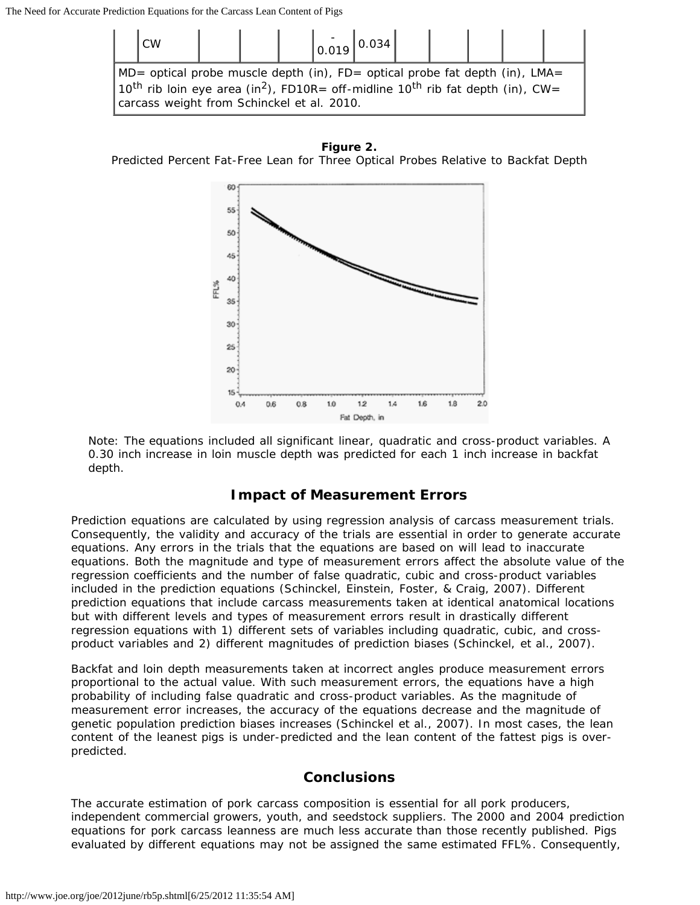| | CW | | | | -0.019 | 0.034 | | | | | |
|---|---|---|---|---|---|---|---|---|---|---|---|

MD= optical probe muscle depth (in), FD= optical probe fat depth (in), LMA= 10th rib loin eye area ($in^2$), FD10R= off-midline 10th rib fat depth (in), CW= carcass weight from Schinckel et al. 2010.

**Figure 2.**
Predicted Percent Fat-Free Lean for Three Optical Probes Relative to Backfat Depth

Note: The equations included all significant linear, quadratic and cross-product variables. A 0.30 inch increase in loin muscle depth was predicted for each 1 inch increase in backfat depth.

## Impact of Measurement Errors

Prediction equations are calculated by using regression analysis of carcass measurement trials. Consequently, the validity and accuracy of the trials are essential in order to generate accurate equations. Any errors in the trials that the equations are based on will lead to inaccurate equations. Both the magnitude and type of measurement errors affect the absolute value of the regression coefficients and the number of false quadratic, cubic and cross-product variables included in the prediction equations (Schinckel, Einstein, Foster, & Craig, 2007). Different prediction equations that include carcass measurements taken at identical anatomical locations but with different levels and types of measurement errors result in drastically different regression equations with 1) different sets of variables including quadratic, cubic, and cross-product variables and 2) different magnitudes of prediction biases (Schinckel, et al., 2007).

Backfat and loin depth measurements taken at incorrect angles produce measurement errors proportional to the actual value. With such measurement errors, the equations have a high probability of including false quadratic and cross-product variables. As the magnitude of measurement error increases, the accuracy of the equations decrease and the magnitude of genetic population prediction biases increases (Schinckel et al., 2007). In most cases, the lean content of the leanest pigs is under-predicted and the lean content of the fattest pigs is over-predicted.

## Conclusions

The accurate estimation of pork carcass composition is essential for all pork producers, independent commercial growers, youth, and seedstock suppliers. The 2000 and 2004 prediction equations for pork carcass leanness are much less accurate than those recently published. Pigs evaluated by different equations may not be assigned the same estimated FFL%. Consequently,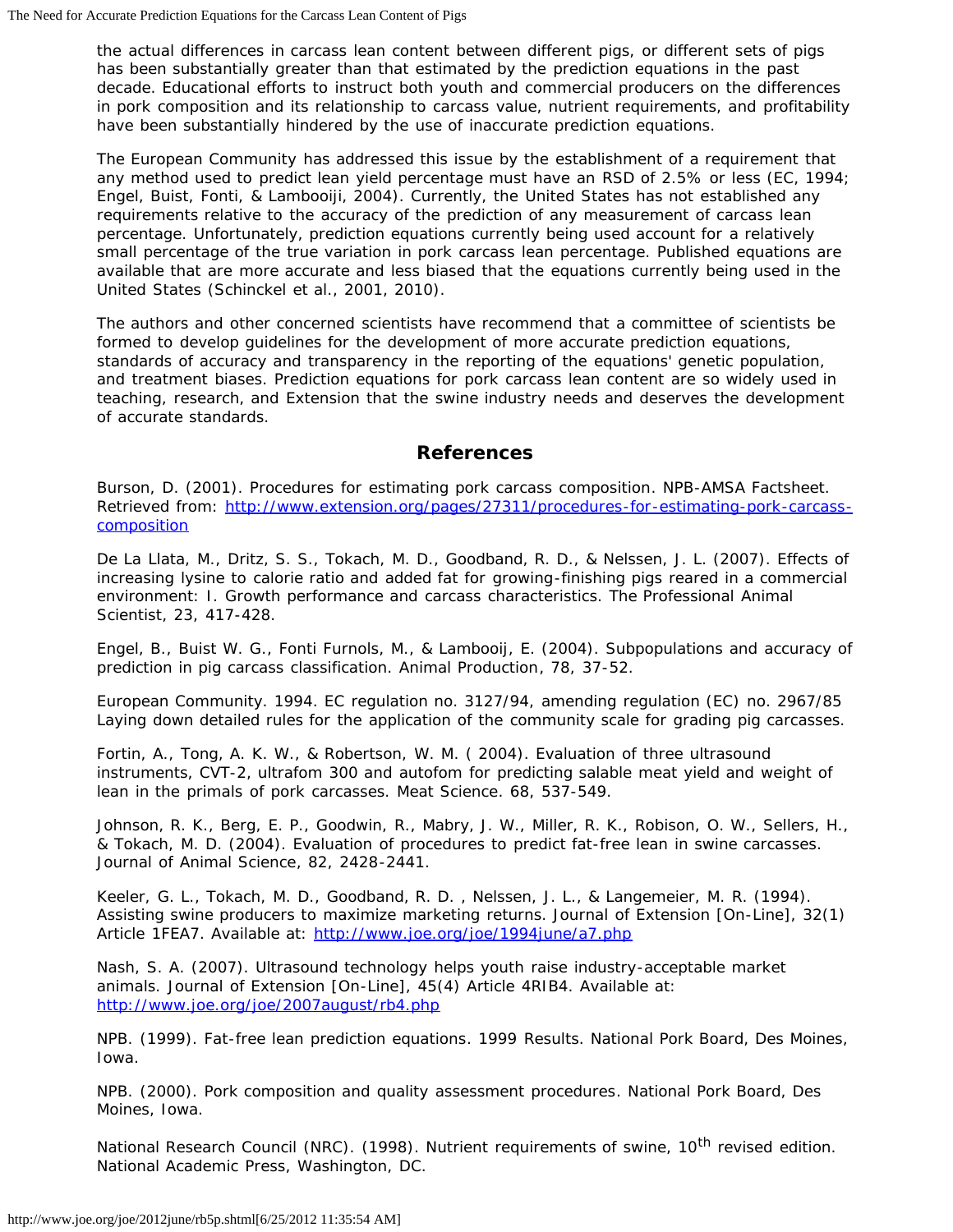the actual differences in carcass lean content between different pigs, or different sets of pigs has been substantially greater than that estimated by the prediction equations in the past decade. Educational efforts to instruct both youth and commercial producers on the differences in pork composition and its relationship to carcass value, nutrient requirements, and profitability have been substantially hindered by the use of inaccurate prediction equations.

The European Community has addressed this issue by the establishment of a requirement that any method used to predict lean yield percentage must have an RSD of 2.5% or less (EC, 1994; Engel, Buist, Fonti, & Lambooiji, 2004). Currently, the United States has not established any requirements relative to the accuracy of the prediction of any measurement of carcass lean percentage. Unfortunately, prediction equations currently being used account for a relatively small percentage of the true variation in pork carcass lean percentage. Published equations are available that are more accurate and less biased that the equations currently being used in the United States (Schinckel et al., 2001, 2010).

The authors and other concerned scientists have recommend that a committee of scientists be formed to develop guidelines for the development of more accurate prediction equations, standards of accuracy and transparency in the reporting of the equations' genetic population, and treatment biases. Prediction equations for pork carcass lean content are so widely used in teaching, research, and Extension that the swine industry needs and deserves the development of accurate standards.

## References

Burson, D. (2001). Procedures for estimating pork carcass composition. NPB-AMSA Factsheet. Retrieved from: http://www.extension.org/pages/27311/procedures-for-estimating-pork-carcass-composition

De La Llata, M., Dritz, S. S., Tokach, M. D., Goodband, R. D., & Nelssen, J. L. (2007). Effects of increasing lysine to calorie ratio and added fat for growing-finishing pigs reared in a commercial environment: I. Growth performance and carcass characteristics. The Professional Animal Scientist, 23, 417-428.

Engel, B., Buist W. G., Fonti Furnols, M., & Lambooij, E. (2004). Subpopulations and accuracy of prediction in pig carcass classification. Animal Production, 78, 37-52.

European Community. 1994. EC regulation no. 3127/94, amending regulation (EC) no. 2967/85 Laying down detailed rules for the application of the community scale for grading pig carcasses.

Fortin, A., Tong, A. K. W., & Robertson, W. M. ( 2004). Evaluation of three ultrasound instruments, CVT-2, ultrafom 300 and autofom for predicting salable meat yield and weight of lean in the primals of pork carcasses. Meat Science. 68, 537-549.

Johnson, R. K., Berg, E. P., Goodwin, R., Mabry, J. W., Miller, R. K., Robison, O. W., Sellers, H., & Tokach, M. D. (2004). Evaluation of procedures to predict fat-free lean in swine carcasses. Journal of Animal Science, 82, 2428-2441.

Keeler, G. L., Tokach, M. D., Goodband, R. D. , Nelssen, J. L., & Langemeier, M. R. (1994). Assisting swine producers to maximize marketing returns. Journal of Extension [On-Line], 32(1) Article 1FEA7. Available at: http://www.joe.org/joe/1994june/a7.php

Nash, S. A. (2007). Ultrasound technology helps youth raise industry-acceptable market animals. Journal of Extension [On-Line], 45(4) Article 4RIB4. Available at: http://www.joe.org/joe/2007august/rb4.php

NPB. (1999). Fat-free lean prediction equations. 1999 Results. National Pork Board, Des Moines, Iowa.

NPB. (2000). Pork composition and quality assessment procedures. National Pork Board, Des Moines, Iowa.

National Research Council (NRC). (1998). Nutrient requirements of swine, 10th revised edition. National Academic Press, Washington, DC.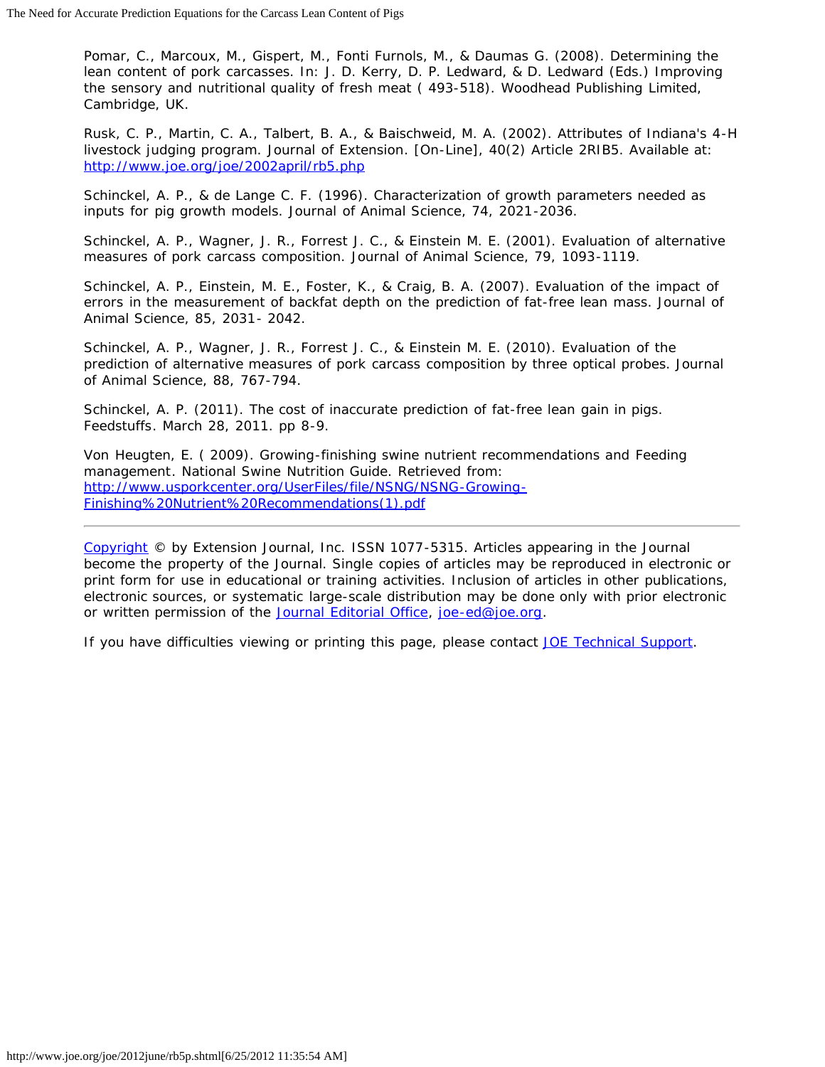Pomar, C., Marcoux, M., Gispert, M., Fonti Furnols, M., & Daumas G. (2008). Determining the lean content of pork carcasses. In: J. D. Kerry, D. P. Ledward, & D. Ledward (Eds.) Improving the sensory and nutritional quality of fresh meat ( 493-518). Woodhead Publishing Limited, Cambridge, UK.

Rusk, C. P., Martin, C. A., Talbert, B. A., & Baischweid, M. A. (2002). Attributes of Indiana's 4-H livestock judging program. Journal of Extension. [On-Line], 40(2) Article 2RIB5. Available at: [http://www.joe.org/joe/2002april/rb5.php](http://www.joe.org/joe/2002april/rb5.php)

Schinckel, A. P., & de Lange C. F. (1996). Characterization of growth parameters needed as inputs for pig growth models. Journal of Animal Science, 74, 2021-2036.

Schinckel, A. P., Wagner, J. R., Forrest J. C., & Einstein M. E. (2001). Evaluation of alternative measures of pork carcass composition. Journal of Animal Science, 79, 1093-1119.

Schinckel, A. P., Einstein, M. E., Foster, K., & Craig, B. A. (2007). Evaluation of the impact of errors in the measurement of backfat depth on the prediction of fat-free lean mass. Journal of Animal Science, 85, 2031- 2042.

Schinckel, A. P., Wagner, J. R., Forrest J. C., & Einstein M. E. (2010). Evaluation of the prediction of alternative measures of pork carcass composition by three optical probes. Journal of Animal Science, 88, 767-794.

Schinckel, A. P. (2011). The cost of inaccurate prediction of fat-free lean gain in pigs. Feedstuffs. March 28, 2011. pp 8-9.

Von Heugten, E. ( 2009). Growing-finishing swine nutrient recommendations and Feeding management. National Swine Nutrition Guide. Retrieved from: [http://www.usporkcenter.org/UserFiles/file/NSNG/NSNG-Growing-Finishing%20Nutrient%20Recommendations(1).pdf](http://www.usporkcenter.org/UserFiles/file/NSNG/NSNG-Growing-Finishing%20Nutrient%20Recommendations(1).pdf)

---

Copyright © by Extension Journal, Inc. ISSN 1077-5315. Articles appearing in the Journal become the property of the Journal. Single copies of articles may be reproduced in electronic or print form for use in educational or training activities. Inclusion of articles in other publications, electronic sources, or systematic large-scale distribution may be done only with prior electronic or written permission of the Journal Editorial Office, joe-ed@joe.org.

If you have difficulties viewing or printing this page, please contact JOE Technical Support.